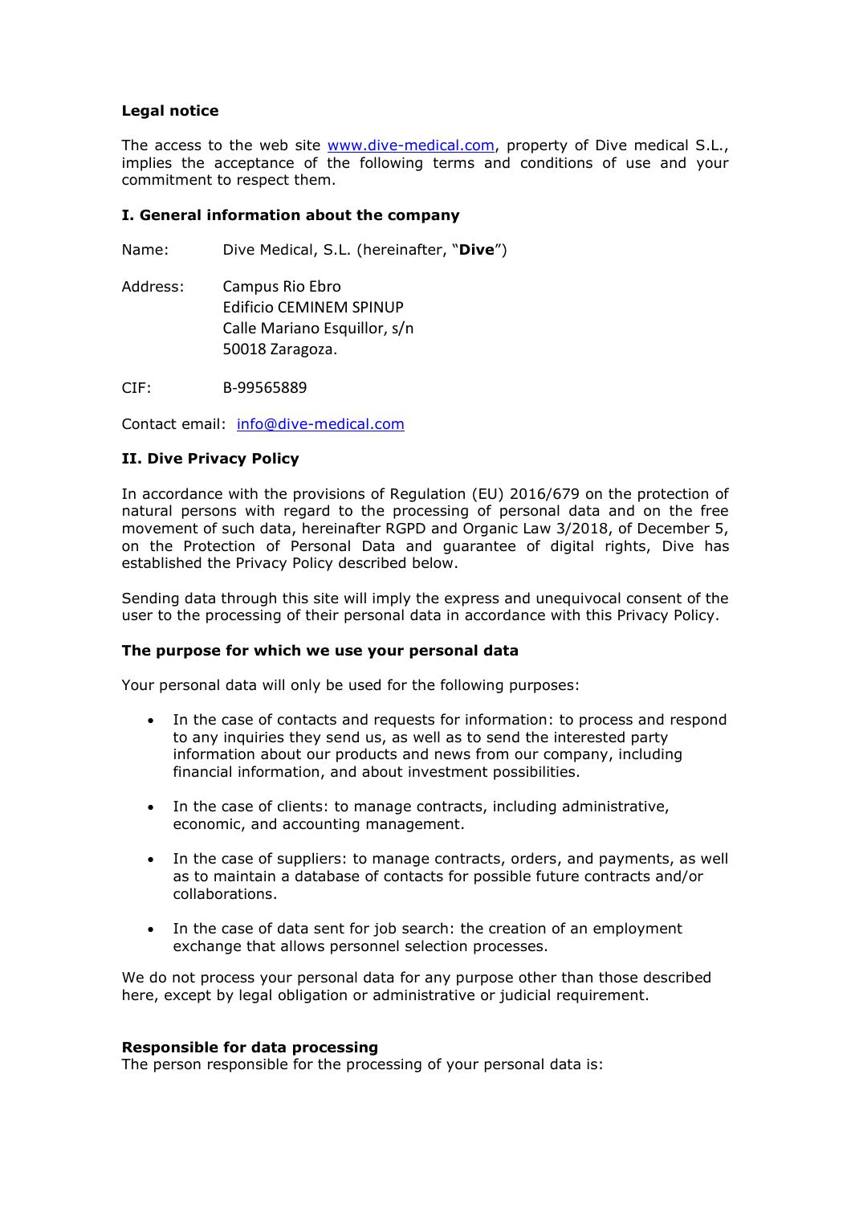# Legal notice

The access to the web site www.dive-medical.com, property of Dive medical S.L., implies the acceptance of the following terms and conditions of use and your commitment to respect them.

## I. General information about the company

Name: Dive Medical, S.L. (hereinafter, "**Dive**")

Address: Campus Rio Ebro
Edificio CEMINEM SPINUP
Calle Mariano Esquillor, s/n
50018 Zaragoza.

CIF: B-99565889

Contact email: info@dive-medical.com

## II. Dive Privacy Policy

In accordance with the provisions of Regulation (EU) 2016/679 on the protection of natural persons with regard to the processing of personal data and on the free movement of such data, hereinafter RGPD and Organic Law 3/2018, of December 5, on the Protection of Personal Data and guarantee of digital rights, Dive has established the Privacy Policy described below.

Sending data through this site will imply the express and unequivocal consent of the user to the processing of their personal data in accordance with this Privacy Policy.

### The purpose for which we use your personal data

Your personal data will only be used for the following purposes:

- In the case of contacts and requests for information: to process and respond to any inquiries they send us, as well as to send the interested party information about our products and news from our company, including financial information, and about investment possibilities.
- In the case of clients: to manage contracts, including administrative, economic, and accounting management.
- In the case of suppliers: to manage contracts, orders, and payments, as well as to maintain a database of contacts for possible future contracts and/or collaborations.
- In the case of data sent for job search: the creation of an employment exchange that allows personnel selection processes.

We do not process your personal data for any purpose other than those described here, except by legal obligation or administrative or judicial requirement.

### Responsible for data processing

The person responsible for the processing of your personal data is: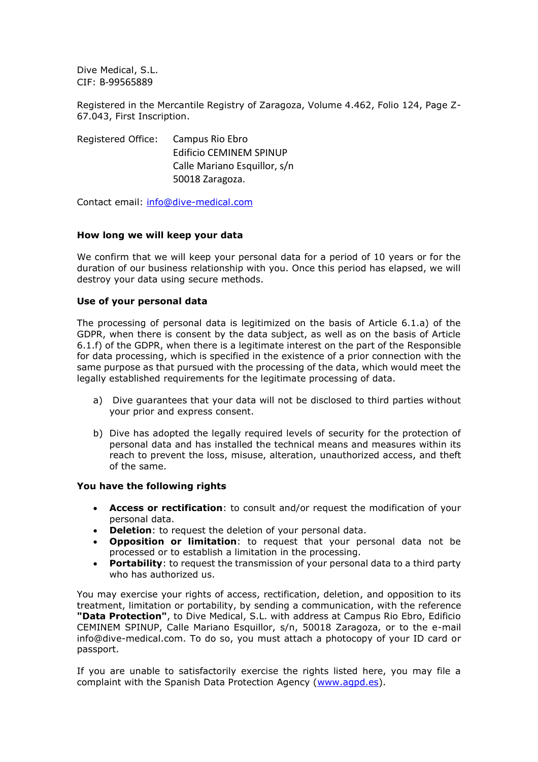Dive Medical, S.L.
CIF: B-99565889

Registered in the Mercantile Registry of Zaragoza, Volume 4.462, Folio 124, Page Z-67.043, First Inscription.

Registered Office: Campus Rio Ebro
Edificio CEMINEM SPINUP
Calle Mariano Esquillor, s/n
50018 Zaragoza.

Contact email: info@dive-medical.com

**How long we will keep your data**

We confirm that we will keep your personal data for a period of 10 years or for the duration of our business relationship with you. Once this period has elapsed, we will destroy your data using secure methods.

**Use of your personal data**

The processing of personal data is legitimized on the basis of Article 6.1.a) of the GDPR, when there is consent by the data subject, as well as on the basis of Article 6.1.f) of the GDPR, when there is a legitimate interest on the part of the Responsible for data processing, which is specified in the existence of a prior connection with the same purpose as that pursued with the processing of the data, which would meet the legally established requirements for the legitimate processing of data.

a) Dive guarantees that your data will not be disclosed to third parties without your prior and express consent.

b) Dive has adopted the legally required levels of security for the protection of personal data and has installed the technical means and measures within its reach to prevent the loss, misuse, alteration, unauthorized access, and theft of the same.

**You have the following rights**

- **Access or rectification**: to consult and/or request the modification of your personal data.
- **Deletion**: to request the deletion of your personal data.
- **Opposition or limitation**: to request that your personal data not be processed or to establish a limitation in the processing.
- **Portability**: to request the transmission of your personal data to a third party who has authorized us.

You may exercise your rights of access, rectification, deletion, and opposition to its treatment, limitation or portability, by sending a communication, with the reference **"Data Protection"**, to Dive Medical, S.L. with address at Campus Rio Ebro, Edificio CEMINEM SPINUP, Calle Mariano Esquillor, s/n, 50018 Zaragoza, or to the e-mail info@dive-medical.com. To do so, you must attach a photocopy of your ID card or passport.

If you are unable to satisfactorily exercise the rights listed here, you may file a complaint with the Spanish Data Protection Agency (www.agpd.es).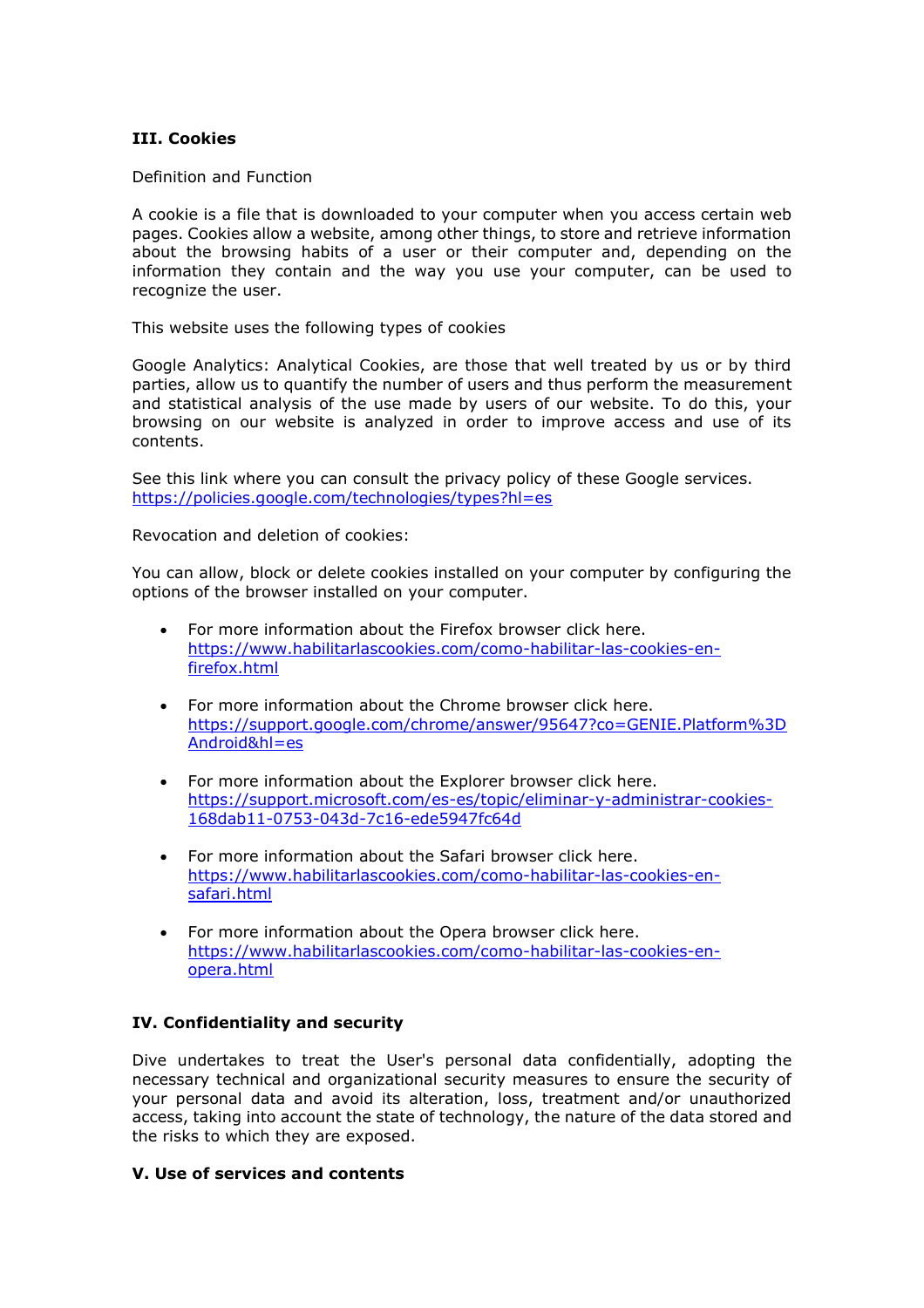### III. Cookies

Definition and Function

A cookie is a file that is downloaded to your computer when you access certain web pages. Cookies allow a website, among other things, to store and retrieve information about the browsing habits of a user or their computer and, depending on the information they contain and the way you use your computer, can be used to recognize the user.

This website uses the following types of cookies

Google Analytics: Analytical Cookies, are those that well treated by us or by third parties, allow us to quantify the number of users and thus perform the measurement and statistical analysis of the use made by users of our website. To do this, your browsing on our website is analyzed in order to improve access and use of its contents.

See this link where you can consult the privacy policy of these Google services. https://policies.google.com/technologies/types?hl=es

Revocation and deletion of cookies:

You can allow, block or delete cookies installed on your computer by configuring the options of the browser installed on your computer.

- For more information about the Firefox browser click here. https://www.habilitarlascookies.com/como-habilitar-las-cookies-en-firefox.html
- For more information about the Chrome browser click here. https://support.google.com/chrome/answer/95647?co=GENIE.Platform%3DAndroid&hl=es
- For more information about the Explorer browser click here. https://support.microsoft.com/es-es/topic/eliminar-y-administrar-cookies-168dab11-0753-043d-7c16-ede5947fc64d
- For more information about the Safari browser click here. https://www.habilitarlascookies.com/como-habilitar-las-cookies-en-safari.html
- For more information about the Opera browser click here. https://www.habilitarlascookies.com/como-habilitar-las-cookies-en-opera.html

### IV. Confidentiality and security

Dive undertakes to treat the User's personal data confidentially, adopting the necessary technical and organizational security measures to ensure the security of your personal data and avoid its alteration, loss, treatment and/or unauthorized access, taking into account the state of technology, the nature of the data stored and the risks to which they are exposed.

### V. Use of services and contents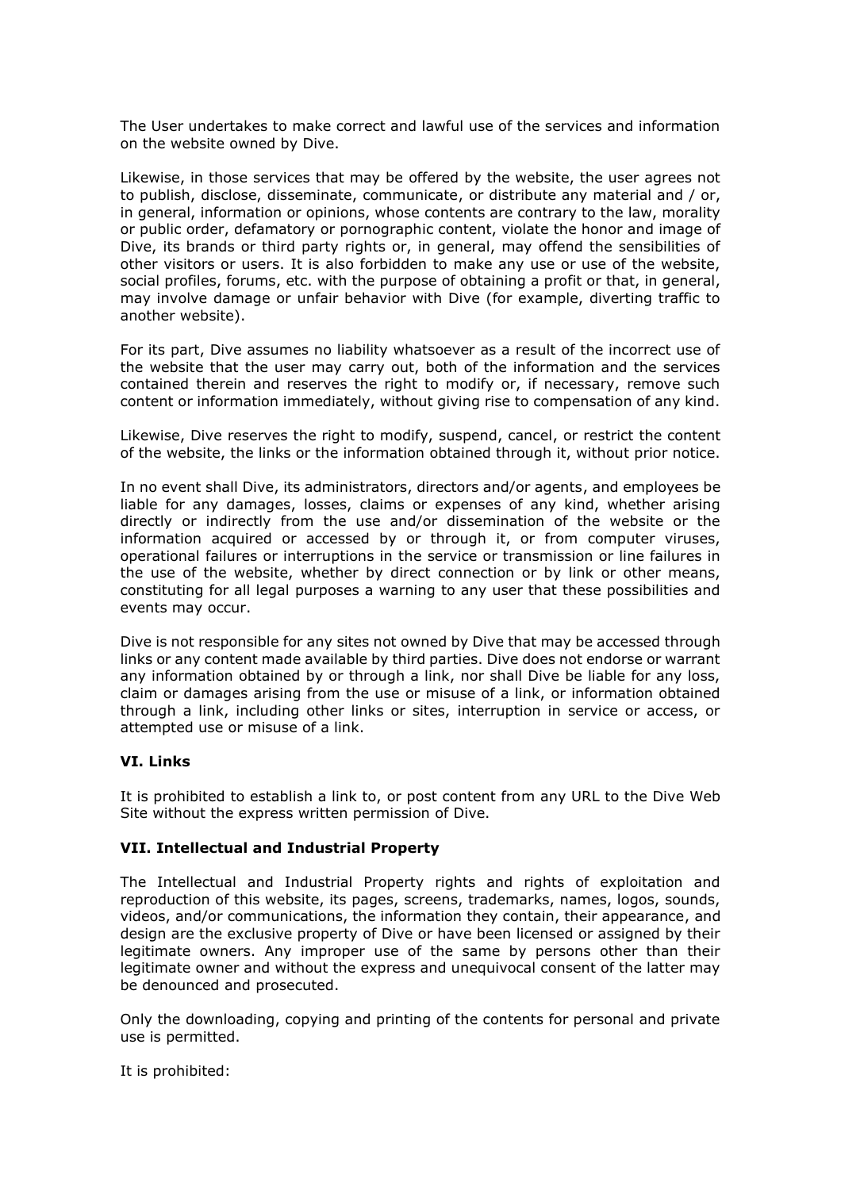The User undertakes to make correct and lawful use of the services and information on the website owned by Dive.

Likewise, in those services that may be offered by the website, the user agrees not to publish, disclose, disseminate, communicate, or distribute any material and / or, in general, information or opinions, whose contents are contrary to the law, morality or public order, defamatory or pornographic content, violate the honor and image of Dive, its brands or third party rights or, in general, may offend the sensibilities of other visitors or users. It is also forbidden to make any use or use of the website, social profiles, forums, etc. with the purpose of obtaining a profit or that, in general, may involve damage or unfair behavior with Dive (for example, diverting traffic to another website).

For its part, Dive assumes no liability whatsoever as a result of the incorrect use of the website that the user may carry out, both of the information and the services contained therein and reserves the right to modify or, if necessary, remove such content or information immediately, without giving rise to compensation of any kind.

Likewise, Dive reserves the right to modify, suspend, cancel, or restrict the content of the website, the links or the information obtained through it, without prior notice.

In no event shall Dive, its administrators, directors and/or agents, and employees be liable for any damages, losses, claims or expenses of any kind, whether arising directly or indirectly from the use and/or dissemination of the website or the information acquired or accessed by or through it, or from computer viruses, operational failures or interruptions in the service or transmission or line failures in the use of the website, whether by direct connection or by link or other means, constituting for all legal purposes a warning to any user that these possibilities and events may occur.

Dive is not responsible for any sites not owned by Dive that may be accessed through links or any content made available by third parties. Dive does not endorse or warrant any information obtained by or through a link, nor shall Dive be liable for any loss, claim or damages arising from the use or misuse of a link, or information obtained through a link, including other links or sites, interruption in service or access, or attempted use or misuse of a link.

### VI. Links

It is prohibited to establish a link to, or post content from any URL to the Dive Web Site without the express written permission of Dive.

### VII. Intellectual and Industrial Property

The Intellectual and Industrial Property rights and rights of exploitation and reproduction of this website, its pages, screens, trademarks, names, logos, sounds, videos, and/or communications, the information they contain, their appearance, and design are the exclusive property of Dive or have been licensed or assigned by their legitimate owners. Any improper use of the same by persons other than their legitimate owner and without the express and unequivocal consent of the latter may be denounced and prosecuted.

Only the downloading, copying and printing of the contents for personal and private use is permitted.

It is prohibited: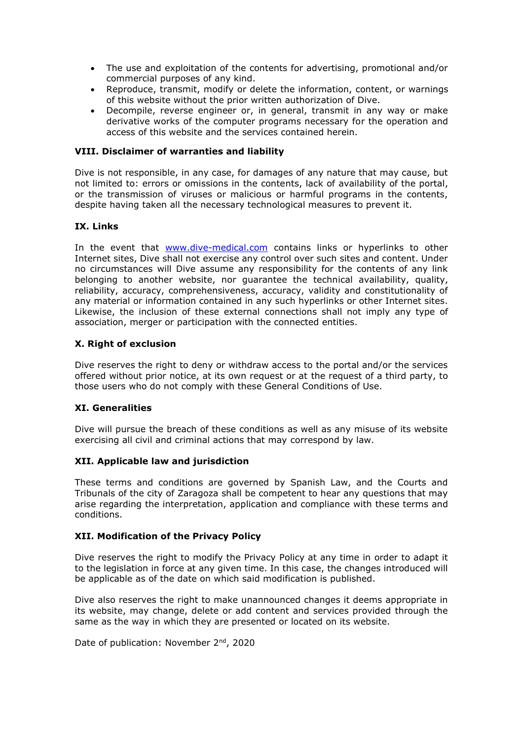- The use and exploitation of the contents for advertising, promotional and/or commercial purposes of any kind.
- Reproduce, transmit, modify or delete the information, content, or warnings of this website without the prior written authorization of Dive.
- Decompile, reverse engineer or, in general, transmit in any way or make derivative works of the computer programs necessary for the operation and access of this website and the services contained herein.

**VIII. Disclaimer of warranties and liability**

Dive is not responsible, in any case, for damages of any nature that may cause, but not limited to: errors or omissions in the contents, lack of availability of the portal, or the transmission of viruses or malicious or harmful programs in the contents, despite having taken all the necessary technological measures to prevent it.

**IX. Links**

In the event that [www.dive-medical.com](http://www.dive-medical.com) contains links or hyperlinks to other Internet sites, Dive shall not exercise any control over such sites and content. Under no circumstances will Dive assume any responsibility for the contents of any link belonging to another website, nor guarantee the technical availability, quality, reliability, accuracy, comprehensiveness, accuracy, validity and constitutionality of any material or information contained in any such hyperlinks or other Internet sites. Likewise, the inclusion of these external connections shall not imply any type of association, merger or participation with the connected entities.

**X. Right of exclusion**

Dive reserves the right to deny or withdraw access to the portal and/or the services offered without prior notice, at its own request or at the request of a third party, to those users who do not comply with these General Conditions of Use.

**XI. Generalities**

Dive will pursue the breach of these conditions as well as any misuse of its website exercising all civil and criminal actions that may correspond by law.

**XII. Applicable law and jurisdiction**

These terms and conditions are governed by Spanish Law, and the Courts and Tribunals of the city of Zaragoza shall be competent to hear any questions that may arise regarding the interpretation, application and compliance with these terms and conditions.

**XII. Modification of the Privacy Policy**

Dive reserves the right to modify the Privacy Policy at any time in order to adapt it to the legislation in force at any given time. In this case, the changes introduced will be applicable as of the date on which said modification is published.

Dive also reserves the right to make unannounced changes it deems appropriate in its website, may change, delete or add content and services provided through the same as the way in which they are presented or located on its website.

Date of publication: November 2nd, 2020